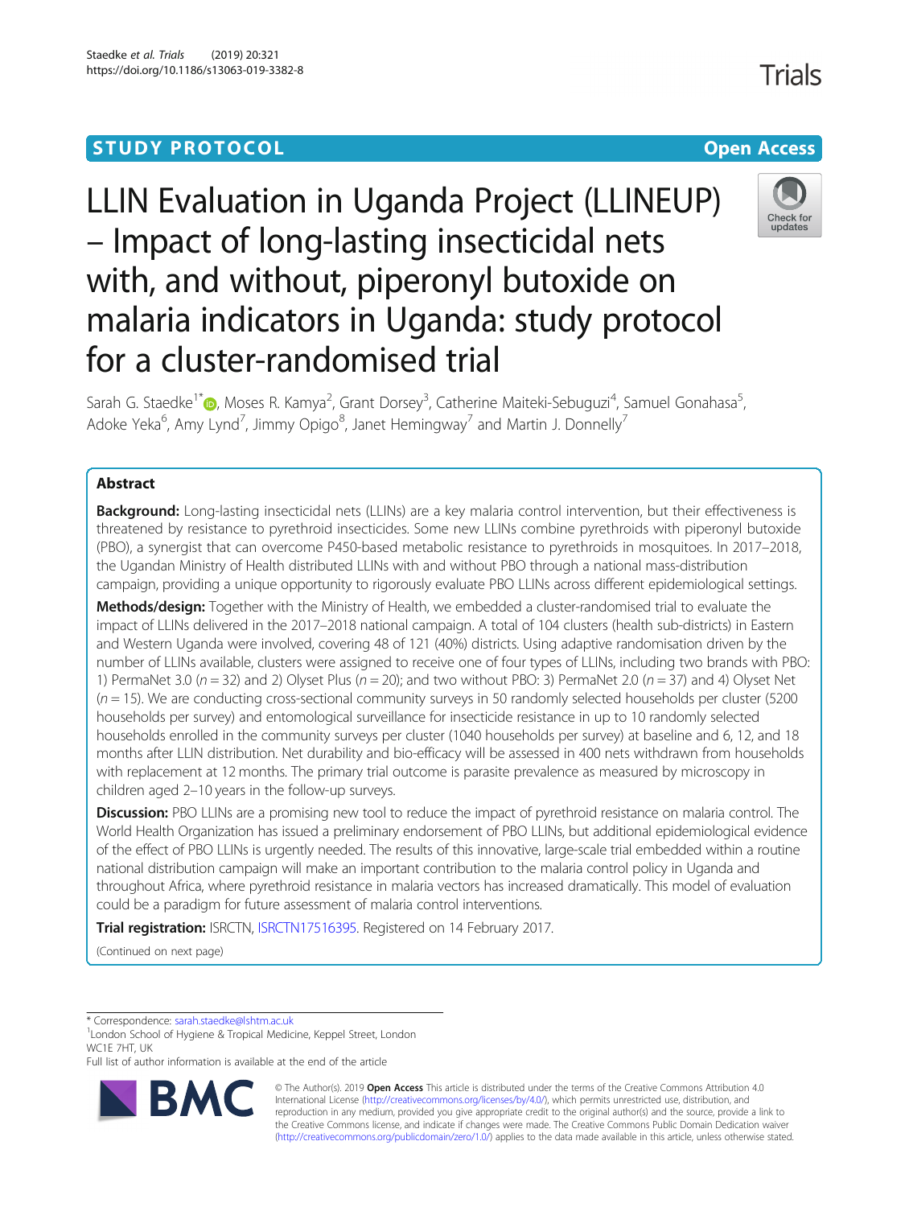STUDY PROTOCOL

Open Access

# LLIN Evaluation in Uganda Project (LLINEUP) – Impact of long-lasting insecticidal nets with, and without, piperonyl butoxide on malaria indicators in Uganda: study protocol for a cluster-randomised trial

Sarah G. Staedke[1*], Moses R. Kamya[2], Grant Dorsey[3], Catherine Maiteki-Sebuguzi[4], Samuel Gonahasa[5], Adoke Yeka[6], Amy Lynd[7], Jimmy Opigo[8], Janet Hemingway[7] and Martin J. Donnelly[7]

## Abstract

**Background:** Long-lasting insecticidal nets (LLINs) are a key malaria control intervention, but their effectiveness is threatened by resistance to pyrethroid insecticides. Some new LLINs combine pyrethroids with piperonyl butoxide (PBO), a synergist that can overcome P450-based metabolic resistance to pyrethroids in mosquitoes. In 2017–2018, the Ugandan Ministry of Health distributed LLINs with and without PBO through a national mass-distribution campaign, providing a unique opportunity to rigorously evaluate PBO LLINs across different epidemiological settings.

**Methods/design:** Together with the Ministry of Health, we embedded a cluster-randomised trial to evaluate the impact of LLINs delivered in the 2017–2018 national campaign. A total of 104 clusters (health sub-districts) in Eastern and Western Uganda were involved, covering 48 of 121 (40%) districts. Using adaptive randomisation driven by the number of LLINs available, clusters were assigned to receive one of four types of LLINs, including two brands with PBO: 1) PermaNet 3.0 (*n* = 32) and 2) Olyset Plus (*n* = 20); and two without PBO: 3) PermaNet 2.0 (*n* = 37) and 4) Olyset Net (*n* = 15). We are conducting cross-sectional community surveys in 50 randomly selected households per cluster (5200 households per survey) and entomological surveillance for insecticide resistance in up to 10 randomly selected households enrolled in the community surveys per cluster (1040 households per survey) at baseline and 6, 12, and 18 months after LLIN distribution. Net durability and bio-efficacy will be assessed in 400 nets withdrawn from households with replacement at 12 months. The primary trial outcome is parasite prevalence as measured by microscopy in children aged 2–10 years in the follow-up surveys.

**Discussion:** PBO LLINs are a promising new tool to reduce the impact of pyrethroid resistance on malaria control. The World Health Organization has issued a preliminary endorsement of PBO LLINs, but additional epidemiological evidence of the effect of PBO LLINs is urgently needed. The results of this innovative, large-scale trial embedded within a routine national distribution campaign will make an important contribution to the malaria control policy in Uganda and throughout Africa, where pyrethroid resistance in malaria vectors has increased dramatically. This model of evaluation could be a paradigm for future assessment of malaria control interventions.

**Trial registration:** ISRCTN, ISRCTN17516395. Registered on 14 February 2017.

(Continued on next page)

* Correspondence: sarah.staedke@lshtm.ac.uk
[1]London School of Hygiene & Tropical Medicine, Keppel Street, London WC1E 7HT, UK
Full list of author information is available at the end of the article

© The Author(s). 2019 Open Access This article is distributed under the terms of the Creative Commons Attribution 4.0 International License (http://creativecommons.org/licenses/by/4.0/), which permits unrestricted use, distribution, and reproduction in any medium, provided you give appropriate credit to the original author(s) and the source, provide a link to the Creative Commons license, and indicate if changes were made. The Creative Commons Public Domain Dedication waiver (http://creativecommons.org/publicdomain/zero/1.0/) applies to the data made available in this article, unless otherwise stated.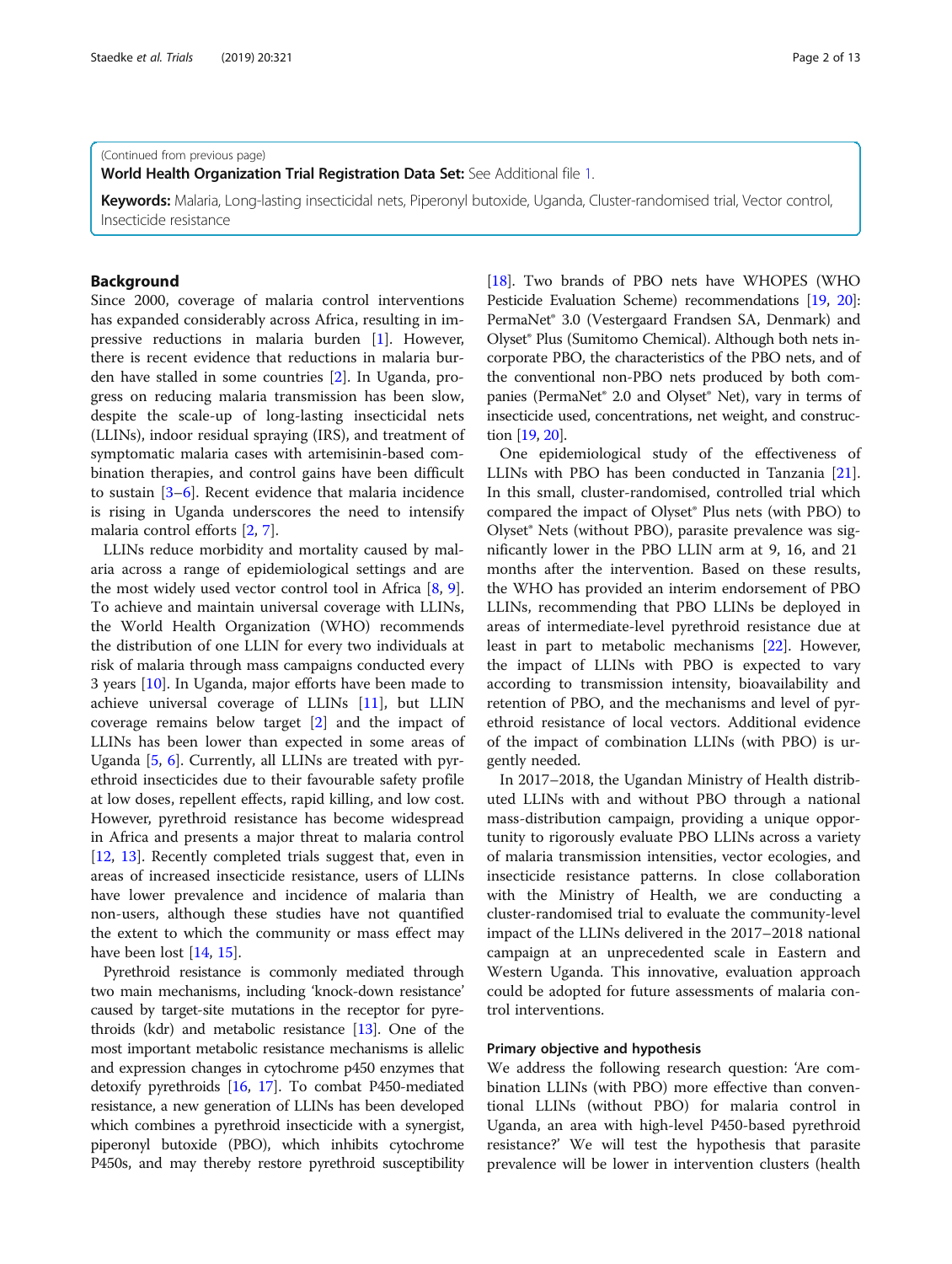(Continued from previous page)

**World Health Organization Trial Registration Data Set:** See Additional file 1.

**Keywords:** Malaria, Long-lasting insecticidal nets, Piperonyl butoxide, Uganda, Cluster-randomised trial, Vector control, Insecticide resistance

## Background

Since 2000, coverage of malaria control interventions has expanded considerably across Africa, resulting in impressive reductions in malaria burden [1]. However, there is recent evidence that reductions in malaria burden have stalled in some countries [2]. In Uganda, progress on reducing malaria transmission has been slow, despite the scale-up of long-lasting insecticidal nets (LLINs), indoor residual spraying (IRS), and treatment of symptomatic malaria cases with artemisinin-based combination therapies, and control gains have been difficult to sustain [3–6]. Recent evidence that malaria incidence is rising in Uganda underscores the need to intensify malaria control efforts [2, 7].

LLINs reduce morbidity and mortality caused by malaria across a range of epidemiological settings and are the most widely used vector control tool in Africa [8, 9]. To achieve and maintain universal coverage with LLINs, the World Health Organization (WHO) recommends the distribution of one LLIN for every two individuals at risk of malaria through mass campaigns conducted every 3 years [10]. In Uganda, major efforts have been made to achieve universal coverage of LLINs [11], but LLIN coverage remains below target [2] and the impact of LLINs has been lower than expected in some areas of Uganda [5, 6]. Currently, all LLINs are treated with pyrethroid insecticides due to their favourable safety profile at low doses, repellent effects, rapid killing, and low cost. However, pyrethroid resistance has become widespread in Africa and presents a major threat to malaria control [12, 13]. Recently completed trials suggest that, even in areas of increased insecticide resistance, users of LLINs have lower prevalence and incidence of malaria than non-users, although these studies have not quantified the extent to which the community or mass effect may have been lost [14, 15].

Pyrethroid resistance is commonly mediated through two main mechanisms, including 'knock-down resistance' caused by target-site mutations in the receptor for pyrethroids (kdr) and metabolic resistance [13]. One of the most important metabolic resistance mechanisms is allelic and expression changes in cytochrome p450 enzymes that detoxify pyrethroids [16, 17]. To combat P450-mediated resistance, a new generation of LLINs has been developed which combines a pyrethroid insecticide with a synergist, piperonyl butoxide (PBO), which inhibits cytochrome P450s, and may thereby restore pyrethroid susceptibility [18]. Two brands of PBO nets have WHOPES (WHO Pesticide Evaluation Scheme) recommendations [19, 20]: PermaNet® 3.0 (Vestergaard Frandsen SA, Denmark) and Olyset® Plus (Sumitomo Chemical). Although both nets incorporate PBO, the characteristics of the PBO nets, and of the conventional non-PBO nets produced by both companies (PermaNet® 2.0 and Olyset® Net), vary in terms of insecticide used, concentrations, net weight, and construction [19, 20].

One epidemiological study of the effectiveness of LLINs with PBO has been conducted in Tanzania [21]. In this small, cluster-randomised, controlled trial which compared the impact of Olyset® Plus nets (with PBO) to Olyset® Nets (without PBO), parasite prevalence was significantly lower in the PBO LLIN arm at 9, 16, and 21 months after the intervention. Based on these results, the WHO has provided an interim endorsement of PBO LLINs, recommending that PBO LLINs be deployed in areas of intermediate-level pyrethroid resistance due at least in part to metabolic mechanisms [22]. However, the impact of LLINs with PBO is expected to vary according to transmission intensity, bioavailability and retention of PBO, and the mechanisms and level of pyrethroid resistance of local vectors. Additional evidence of the impact of combination LLINs (with PBO) is urgently needed.

In 2017–2018, the Ugandan Ministry of Health distributed LLINs with and without PBO through a national mass-distribution campaign, providing a unique opportunity to rigorously evaluate PBO LLINs across a variety of malaria transmission intensities, vector ecologies, and insecticide resistance patterns. In close collaboration with the Ministry of Health, we are conducting a cluster-randomised trial to evaluate the community-level impact of the LLINs delivered in the 2017–2018 national campaign at an unprecedented scale in Eastern and Western Uganda. This innovative, evaluation approach could be adopted for future assessments of malaria control interventions.

### Primary objective and hypothesis

We address the following research question: 'Are combination LLINs (with PBO) more effective than conventional LLINs (without PBO) for malaria control in Uganda, an area with high-level P450-based pyrethroid resistance?' We will test the hypothesis that parasite prevalence will be lower in intervention clusters (health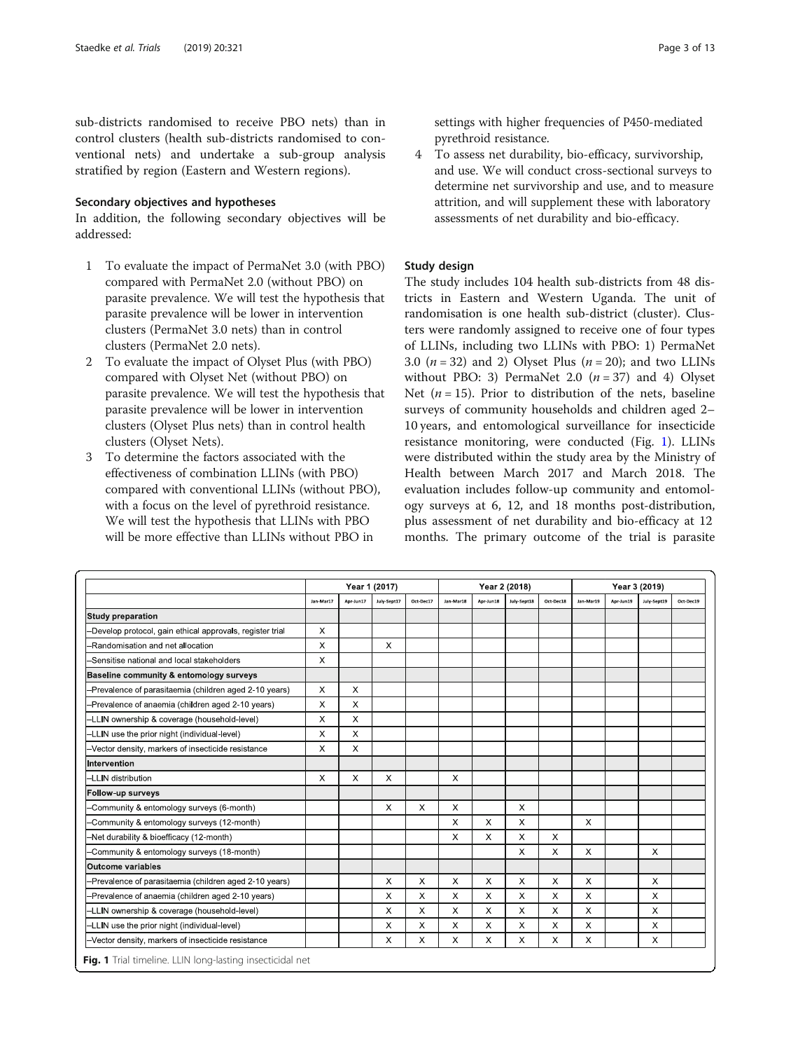sub-districts randomised to receive PBO nets) than in control clusters (health sub-districts randomised to conventional nets) and undertake a sub-group analysis stratified by region (Eastern and Western regions).

### Secondary objectives and hypotheses

In addition, the following secondary objectives will be addressed:

1. To evaluate the impact of PermaNet 3.0 (with PBO) compared with PermaNet 2.0 (without PBO) on parasite prevalence. We will test the hypothesis that parasite prevalence will be lower in intervention clusters (PermaNet 3.0 nets) than in control clusters (PermaNet 2.0 nets).
2. To evaluate the impact of Olyset Plus (with PBO) compared with Olyset Net (without PBO) on parasite prevalence. We will test the hypothesis that parasite prevalence will be lower in intervention clusters (Olyset Plus nets) than in control health clusters (Olyset Nets).
3. To determine the factors associated with the effectiveness of combination LLINs (with PBO) compared with conventional LLINs (without PBO), with a focus on the level of pyrethroid resistance. We will test the hypothesis that LLINs with PBO will be more effective than LLINs without PBO in settings with higher frequencies of P450-mediated pyrethroid resistance.
4. To assess net durability, bio-efficacy, survivorship, and use. We will conduct cross-sectional surveys to determine net survivorship and use, and to measure attrition, and will supplement these with laboratory assessments of net durability and bio-efficacy.

### Study design

The study includes 104 health sub-districts from 48 districts in Eastern and Western Uganda. The unit of randomisation is one health sub-district (cluster). Clusters were randomly assigned to receive one of four types of LLINs, including two LLINs with PBO: 1) PermaNet 3.0 ($n = 32$) and 2) Olyset Plus ($n = 20$); and two LLINs without PBO: 3) PermaNet 2.0 ($n = 37$) and 4) Olyset Net ($n = 15$). Prior to distribution of the nets, baseline surveys of community households and children aged 2–10 years, and entomological surveillance for insecticide resistance monitoring, were conducted (Fig. 1). LLINs were distributed within the study area by the Ministry of Health between March 2017 and March 2018. The evaluation includes follow-up community and entomology surveys at 6, 12, and 18 months post-distribution, plus assessment of net durability and bio-efficacy at 12 months. The primary outcome of the trial is parasite

| | Year 1 (2017) | | | | Year 2 (2018) | | | | Year 3 (2019) | | | |
|---|---|---|---|---|---|---|---|---|---|---|---|---|
| | Jan-Mar17 | Apr-Jun17 | July-Sept17 | Oct-Dec17 | Jan-Mar18 | Apr-Jun18 | July-Sept18 | Oct-Dec18 | Jan-Mar19 | Apr-Jun19 | July-Sept19 | Oct-Dec19 |
| **Study preparation** | | | | | | | | | | | | |
| –Develop protocol, gain ethical approvals, register trial | X | | | | | | | | | | | |
| –Randomisation and net allocation | X | | X | | | | | | | | | |
| –Sensitise national and local stakeholders | X | | | | | | | | | | | |
| **Baseline community & entomology surveys** | | | | | | | | | | | | |
| –Prevalence of parasitaemia (children aged 2-10 years) | X | X | | | | | | | | | | |
| –Prevalence of anaemia (children aged 2-10 years) | X | X | | | | | | | | | | |
| –LLIN ownership & coverage (household-level) | X | X | | | | | | | | | | |
| –LLIN use the prior night (individual-level) | X | X | | | | | | | | | | |
| –Vector density, markers of insecticide resistance | X | X | | | | | | | | | | |
| **Intervention** | | | | | | | | | | | | |
| –LLIN distribution | X | X | X | | X | | | | | | | |
| **Follow-up surveys** | | | | | | | | | | | | |
| –Community & entomology surveys (6-month) | | | X | X | X | | X | | | | | |
| –Community & entomology surveys (12-month) | | | | | X | X | X | | X | | | |
| –Net durability & bioefficacy (12-month) | | | | | X | X | X | X | | | | |
| –Community & entomology surveys (18-month) | | | | | | | X | X | X | | X | |
| **Outcome variables** | | | | | | | | | | | | |
| –Prevalence of parasitaemia (children aged 2-10 years) | | | X | X | X | X | X | X | X | | X | |
| –Prevalence of anaemia (children aged 2-10 years) | | | X | X | X | X | X | X | X | | X | |
| –LLIN ownership & coverage (household-level) | | | X | X | X | X | X | X | X | | X | |
| –LLIN use the prior night (individual-level) | | | X | X | X | X | X | X | X | | X | |
| –Vector density, markers of insecticide resistance | | | X | X | X | X | X | X | X | | X | |

**Fig. 1** Trial timeline. LLIN long-lasting insecticidal net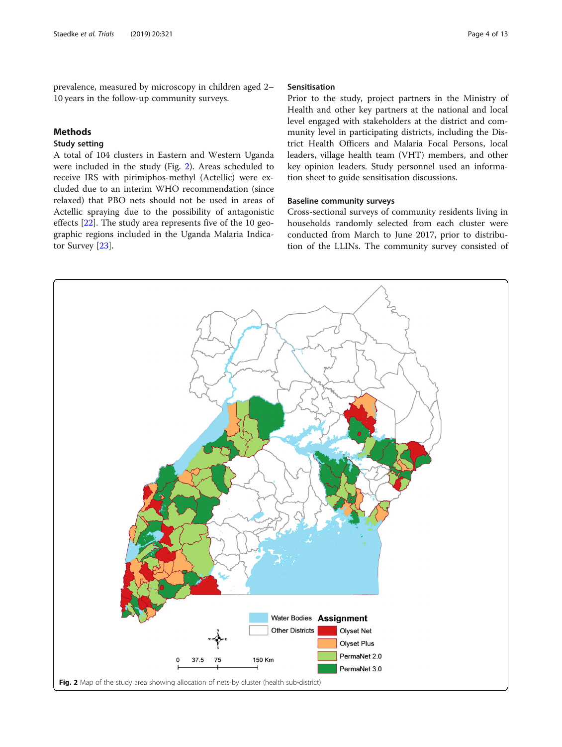prevalence, measured by microscopy in children aged 2–10 years in the follow-up community surveys.

## Methods

### Study setting

A total of 104 clusters in Eastern and Western Uganda were included in the study (Fig. 2). Areas scheduled to receive IRS with pirimiphos-methyl (Actellic) were excluded due to an interim WHO recommendation (since relaxed) that PBO nets should not be used in areas of Actellic spraying due to the possibility of antagonistic effects [22]. The study area represents five of the 10 geographic regions included in the Uganda Malaria Indicator Survey [23].

### Sensitisation

Prior to the study, project partners in the Ministry of Health and other key partners at the national and local level engaged with stakeholders at the district and community level in participating districts, including the District Health Officers and Malaria Focal Persons, local leaders, village health team (VHT) members, and other key opinion leaders. Study personnel used an information sheet to guide sensitisation discussions.

### Baseline community surveys

Cross-sectional surveys of community residents living in households randomly selected from each cluster were conducted from March to June 2017, prior to distribution of the LLINs. The community survey consisted of

**Fig. 2** Map of the study area showing allocation of nets by cluster (health sub-district)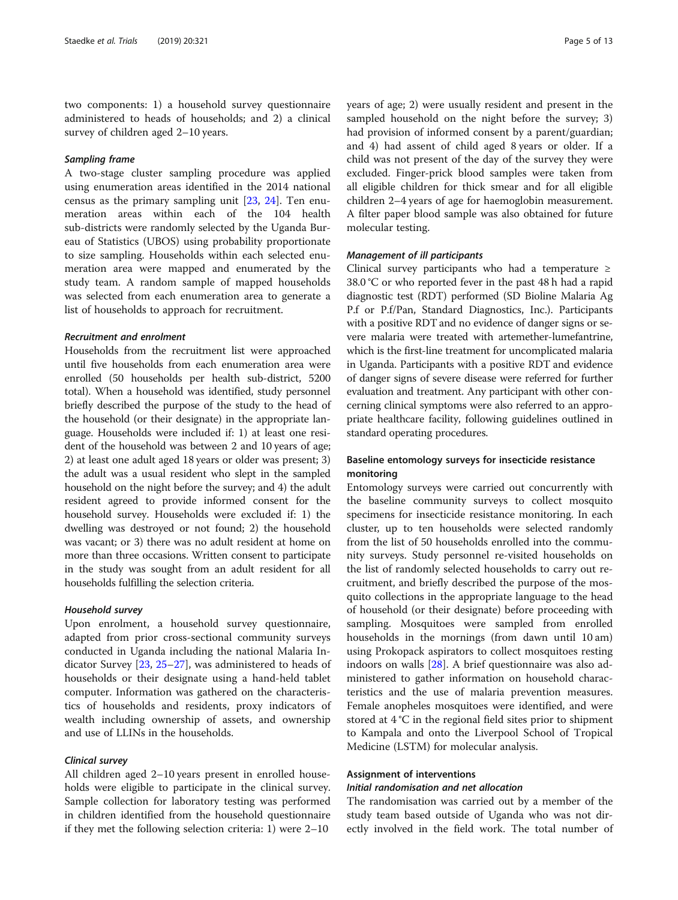two components: 1) a household survey questionnaire administered to heads of households; and 2) a clinical survey of children aged 2–10 years.

#### *Sampling frame*

A two-stage cluster sampling procedure was applied using enumeration areas identified in the 2014 national census as the primary sampling unit [23, 24]. Ten enumeration areas within each of the 104 health sub-districts were randomly selected by the Uganda Bureau of Statistics (UBOS) using probability proportionate to size sampling. Households within each selected enumeration area were mapped and enumerated by the study team. A random sample of mapped households was selected from each enumeration area to generate a list of households to approach for recruitment.

#### *Recruitment and enrolment*

Households from the recruitment list were approached until five households from each enumeration area were enrolled (50 households per health sub-district, 5200 total). When a household was identified, study personnel briefly described the purpose of the study to the head of the household (or their designate) in the appropriate language. Households were included if: 1) at least one resident of the household was between 2 and 10 years of age; 2) at least one adult aged 18 years or older was present; 3) the adult was a usual resident who slept in the sampled household on the night before the survey; and 4) the adult resident agreed to provide informed consent for the household survey. Households were excluded if: 1) the dwelling was destroyed or not found; 2) the household was vacant; or 3) there was no adult resident at home on more than three occasions. Written consent to participate in the study was sought from an adult resident for all households fulfilling the selection criteria.

#### *Household survey*

Upon enrolment, a household survey questionnaire, adapted from prior cross-sectional community surveys conducted in Uganda including the national Malaria Indicator Survey [23, 25–27], was administered to heads of households or their designate using a hand-held tablet computer. Information was gathered on the characteristics of households and residents, proxy indicators of wealth including ownership of assets, and ownership and use of LLINs in the households.

#### *Clinical survey*

All children aged 2–10 years present in enrolled households were eligible to participate in the clinical survey. Sample collection for laboratory testing was performed in children identified from the household questionnaire if they met the following selection criteria: 1) were 2–10 years of age; 2) were usually resident and present in the sampled household on the night before the survey; 3) had provision of informed consent by a parent/guardian; and 4) had assent of child aged 8 years or older. If a child was not present of the day of the survey they were excluded. Finger-prick blood samples were taken from all eligible children for thick smear and for all eligible children 2–4 years of age for haemoglobin measurement. A filter paper blood sample was also obtained for future molecular testing.

#### *Management of ill participants*

Clinical survey participants who had a temperature ≥ 38.0 °C or who reported fever in the past 48 h had a rapid diagnostic test (RDT) performed (SD Bioline Malaria Ag P.f or P.f/Pan, Standard Diagnostics, Inc.). Participants with a positive RDT and no evidence of danger signs or severe malaria were treated with artemether-lumefantrine, which is the first-line treatment for uncomplicated malaria in Uganda. Participants with a positive RDT and evidence of danger signs of severe disease were referred for further evaluation and treatment. Any participant with other concerning clinical symptoms were also referred to an appropriate healthcare facility, following guidelines outlined in standard operating procedures.

### Baseline entomology surveys for insecticide resistance monitoring

Entomology surveys were carried out concurrently with the baseline community surveys to collect mosquito specimens for insecticide resistance monitoring. In each cluster, up to ten households were selected randomly from the list of 50 households enrolled into the community surveys. Study personnel re-visited households on the list of randomly selected households to carry out recruitment, and briefly described the purpose of the mosquito collections in the appropriate language to the head of household (or their designate) before proceeding with sampling. Mosquitoes were sampled from enrolled households in the mornings (from dawn until 10 am) using Prokopack aspirators to collect mosquitoes resting indoors on walls [28]. A brief questionnaire was also administered to gather information on household characteristics and the use of malaria prevention measures. Female anopheles mosquitoes were identified, and were stored at 4 °C in the regional field sites prior to shipment to Kampala and onto the Liverpool School of Tropical Medicine (LSTM) for molecular analysis.

### Assignment of interventions

#### *Initial randomisation and net allocation*

The randomisation was carried out by a member of the study team based outside of Uganda who was not directly involved in the field work. The total number of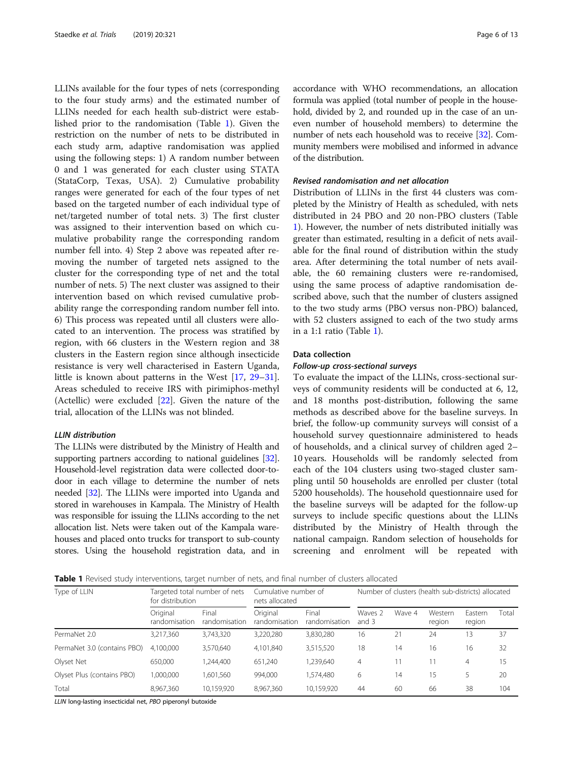LLINs available for the four types of nets (corresponding to the four study arms) and the estimated number of LLINs needed for each health sub-district were established prior to the randomisation (Table 1). Given the restriction on the number of nets to be distributed in each study arm, adaptive randomisation was applied using the following steps: 1) A random number between 0 and 1 was generated for each cluster using STATA (StataCorp, Texas, USA). 2) Cumulative probability ranges were generated for each of the four types of net based on the targeted number of each individual type of net/targeted number of total nets. 3) The first cluster was assigned to their intervention based on which cumulative probability range the corresponding random number fell into. 4) Step 2 above was repeated after removing the number of targeted nets assigned to the cluster for the corresponding type of net and the total number of nets. 5) The next cluster was assigned to their intervention based on which revised cumulative probability range the corresponding random number fell into. 6) This process was repeated until all clusters were allocated to an intervention. The process was stratified by region, with 66 clusters in the Western region and 38 clusters in the Eastern region since although insecticide resistance is very well characterised in Eastern Uganda, little is known about patterns in the West [17, 29–31]. Areas scheduled to receive IRS with pirimiphos-methyl (Actellic) were excluded [22]. Given the nature of the trial, allocation of the LLINs was not blinded.

#### LLIN distribution

The LLINs were distributed by the Ministry of Health and supporting partners according to national guidelines [32]. Household-level registration data were collected door-to-door in each village to determine the number of nets needed [32]. The LLINs were imported into Uganda and stored in warehouses in Kampala. The Ministry of Health was responsible for issuing the LLINs according to the net allocation list. Nets were taken out of the Kampala warehouses and placed onto trucks for transport to sub-county stores. Using the household registration data, and in accordance with WHO recommendations, an allocation formula was applied (total number of people in the household, divided by 2, and rounded up in the case of an uneven number of household members) to determine the number of nets each household was to receive [32]. Community members were mobilised and informed in advance of the distribution.

#### Revised randomisation and net allocation

Distribution of LLINs in the first 44 clusters was completed by the Ministry of Health as scheduled, with nets distributed in 24 PBO and 20 non-PBO clusters (Table 1). However, the number of nets distributed initially was greater than estimated, resulting in a deficit of nets available for the final round of distribution within the study area. After determining the total number of nets available, the 60 remaining clusters were re-randomised, using the same process of adaptive randomisation described above, such that the number of clusters assigned to the two study arms (PBO versus non-PBO) balanced, with 52 clusters assigned to each of the two study arms in a 1:1 ratio (Table 1).

### Data collection

#### Follow-up cross-sectional surveys

To evaluate the impact of the LLINs, cross-sectional surveys of community residents will be conducted at 6, 12, and 18 months post-distribution, following the same methods as described above for the baseline surveys. In brief, the follow-up community surveys will consist of a household survey questionnaire administered to heads of households, and a clinical survey of children aged 2–10 years. Households will be randomly selected from each of the 104 clusters using two-staged cluster sampling until 50 households are enrolled per cluster (total 5200 households). The household questionnaire used for the baseline surveys will be adapted for the follow-up surveys to include specific questions about the LLINs distributed by the Ministry of Health through the national campaign. Random selection of households for screening and enrolment will be repeated with

**Table 1** Revised study interventions, target number of nets, and final number of clusters allocated

| Type of LLIN | Targeted total number of nets for distribution | | Cumulative number of nets allocated | | Number of clusters (health sub-districts) allocated | | | | |
|---|---|---|---|---|---|---|---|---|---|
| | Original randomisation | Final randomisation | Original randomisation | Final randomisation | Waves 2 and 3 | Wave 4 | Western region | Eastern region | Total |
| PermaNet 2.0 | 3,217,360 | 3,743,320 | 3,220,280 | 3,830,280 | 16 | 21 | 24 | 13 | 37 |
| PermaNet 3.0 (contains PBO) | 4,100,000 | 3,570,640 | 4,101,840 | 3,515,520 | 18 | 14 | 16 | 16 | 32 |
| Olyset Net | 650,000 | 1,244,400 | 651,240 | 1,239,640 | 4 | 11 | 11 | 4 | 15 |
| Olyset Plus (contains PBO) | 1,000,000 | 1,601,560 | 994,000 | 1,574,480 | 6 | 14 | 15 | 5 | 20 |
| Total | 8,967,360 | 10,159,920 | 8,967,360 | 10,159,920 | 44 | 60 | 66 | 38 | 104 |

*LLIN* long-lasting insecticidal net, *PBO* piperonyl butoxide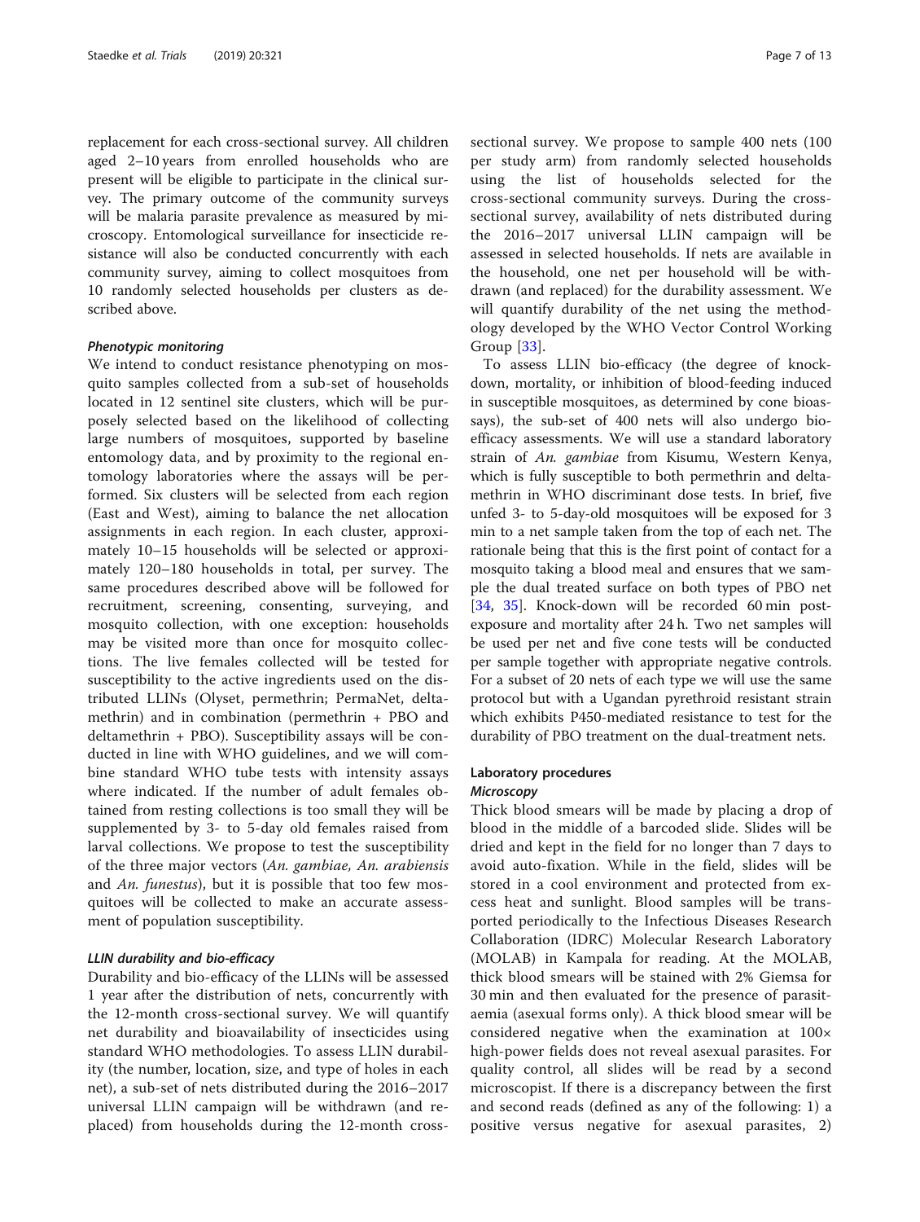replacement for each cross-sectional survey. All children aged 2–10 years from enrolled households who are present will be eligible to participate in the clinical survey. The primary outcome of the community surveys will be malaria parasite prevalence as measured by microscopy. Entomological surveillance for insecticide resistance will also be conducted concurrently with each community survey, aiming to collect mosquitoes from 10 randomly selected households per clusters as described above.

#### *Phenotypic monitoring*

We intend to conduct resistance phenotyping on mosquito samples collected from a sub-set of households located in 12 sentinel site clusters, which will be purposely selected based on the likelihood of collecting large numbers of mosquitoes, supported by baseline entomology data, and by proximity to the regional entomology laboratories where the assays will be performed. Six clusters will be selected from each region (East and West), aiming to balance the net allocation assignments in each region. In each cluster, approximately 10–15 households will be selected or approximately 120–180 households in total, per survey. The same procedures described above will be followed for recruitment, screening, consenting, surveying, and mosquito collection, with one exception: households may be visited more than once for mosquito collections. The live females collected will be tested for susceptibility to the active ingredients used on the distributed LLINs (Olyset, permethrin; PermaNet, deltamethrin) and in combination (permethrin + PBO and deltamethrin + PBO). Susceptibility assays will be conducted in line with WHO guidelines, and we will combine standard WHO tube tests with intensity assays where indicated. If the number of adult females obtained from resting collections is too small they will be supplemented by 3- to 5-day old females raised from larval collections. We propose to test the susceptibility of the three major vectors (*An. gambiae, An. arabiensis* and *An. funestus*), but it is possible that too few mosquitoes will be collected to make an accurate assessment of population susceptibility.

#### *LLIN durability and bio-efficacy*

Durability and bio-efficacy of the LLINs will be assessed 1 year after the distribution of nets, concurrently with the 12-month cross-sectional survey. We will quantify net durability and bioavailability of insecticides using standard WHO methodologies. To assess LLIN durability (the number, location, size, and type of holes in each net), a sub-set of nets distributed during the 2016–2017 universal LLIN campaign will be withdrawn (and replaced) from households during the 12-month cross-sectional survey. We propose to sample 400 nets (100 per study arm) from randomly selected households using the list of households selected for the cross-sectional community surveys. During the cross-sectional survey, availability of nets distributed during the 2016–2017 universal LLIN campaign will be assessed in selected households. If nets are available in the household, one net per household will be withdrawn (and replaced) for the durability assessment. We will quantify durability of the net using the methodology developed by the WHO Vector Control Working Group [33].

To assess LLIN bio-efficacy (the degree of knockdown, mortality, or inhibition of blood-feeding induced in susceptible mosquitoes, as determined by cone bioassays), the sub-set of 400 nets will also undergo bio-efficacy assessments. We will use a standard laboratory strain of *An. gambiae* from Kisumu, Western Kenya, which is fully susceptible to both permethrin and deltamethrin in WHO discriminant dose tests. In brief, five unfed 3- to 5-day-old mosquitoes will be exposed for 3 min to a net sample taken from the top of each net. The rationale being that this is the first point of contact for a mosquito taking a blood meal and ensures that we sample the dual treated surface on both types of PBO net [34, 35]. Knock-down will be recorded 60 min post-exposure and mortality after 24 h. Two net samples will be used per net and five cone tests will be conducted per sample together with appropriate negative controls. For a subset of 20 nets of each type we will use the same protocol but with a Ugandan pyrethroid resistant strain which exhibits P450-mediated resistance to test for the durability of PBO treatment on the dual-treatment nets.

### Laboratory procedures

#### *Microscopy*

Thick blood smears will be made by placing a drop of blood in the middle of a barcoded slide. Slides will be dried and kept in the field for no longer than 7 days to avoid auto-fixation. While in the field, slides will be stored in a cool environment and protected from excess heat and sunlight. Blood samples will be transported periodically to the Infectious Diseases Research Collaboration (IDRC) Molecular Research Laboratory (MOLAB) in Kampala for reading. At the MOLAB, thick blood smears will be stained with 2% Giemsa for 30 min and then evaluated for the presence of parasitaemia (asexual forms only). A thick blood smear will be considered negative when the examination at 100× high-power fields does not reveal asexual parasites. For quality control, all slides will be read by a second microscopist. If there is a discrepancy between the first and second reads (defined as any of the following: 1) a positive versus negative for asexual parasites, 2)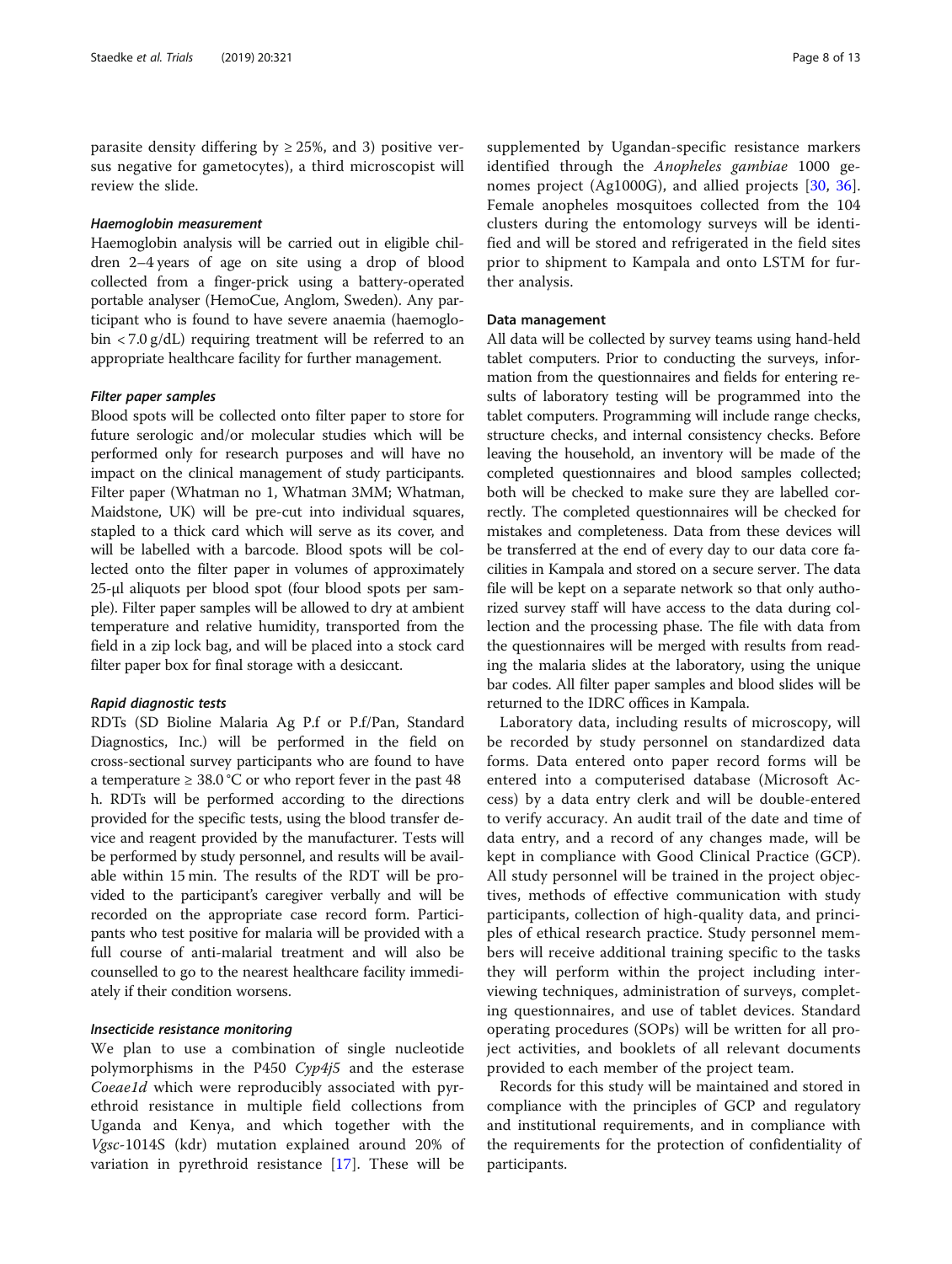parasite density differing by ≥ 25%, and 3) positive versus negative for gametocytes), a third microscopist will review the slide.

#### *Haemoglobin measurement*

Haemoglobin analysis will be carried out in eligible children 2–4 years of age on site using a drop of blood collected from a finger-prick using a battery-operated portable analyser (HemoCue, Anglom, Sweden). Any participant who is found to have severe anaemia (haemoglobin < 7.0 g/dL) requiring treatment will be referred to an appropriate healthcare facility for further management.

#### *Filter paper samples*

Blood spots will be collected onto filter paper to store for future serologic and/or molecular studies which will be performed only for research purposes and will have no impact on the clinical management of study participants. Filter paper (Whatman no 1, Whatman 3MM; Whatman, Maidstone, UK) will be pre-cut into individual squares, stapled to a thick card which will serve as its cover, and will be labelled with a barcode. Blood spots will be collected onto the filter paper in volumes of approximately 25-μl aliquots per blood spot (four blood spots per sample). Filter paper samples will be allowed to dry at ambient temperature and relative humidity, transported from the field in a zip lock bag, and will be placed into a stock card filter paper box for final storage with a desiccant.

#### *Rapid diagnostic tests*

RDTs (SD Bioline Malaria Ag P.f or P.f/Pan, Standard Diagnostics, Inc.) will be performed in the field on cross-sectional survey participants who are found to have a temperature ≥ 38.0 °C or who report fever in the past 48 h. RDTs will be performed according to the directions provided for the specific tests, using the blood transfer device and reagent provided by the manufacturer. Tests will be performed by study personnel, and results will be available within 15 min. The results of the RDT will be provided to the participant's caregiver verbally and will be recorded on the appropriate case record form. Participants who test positive for malaria will be provided with a full course of anti-malarial treatment and will also be counselled to go to the nearest healthcare facility immediately if their condition worsens.

#### *Insecticide resistance monitoring*

We plan to use a combination of single nucleotide polymorphisms in the P450 *Cyp4j5* and the esterase *Coeae1d* which were reproducibly associated with pyrethroid resistance in multiple field collections from Uganda and Kenya, and which together with the *Vgsc*-1014S (kdr) mutation explained around 20% of variation in pyrethroid resistance [17]. These will be supplemented by Ugandan-specific resistance markers identified through the *Anopheles gambiae* 1000 genomes project (Ag1000G), and allied projects [30, 36]. Female anopheles mosquitoes collected from the 104 clusters during the entomology surveys will be identified and will be stored and refrigerated in the field sites prior to shipment to Kampala and onto LSTM for further analysis.

### Data management

All data will be collected by survey teams using hand-held tablet computers. Prior to conducting the surveys, information from the questionnaires and fields for entering results of laboratory testing will be programmed into the tablet computers. Programming will include range checks, structure checks, and internal consistency checks. Before leaving the household, an inventory will be made of the completed questionnaires and blood samples collected; both will be checked to make sure they are labelled correctly. The completed questionnaires will be checked for mistakes and completeness. Data from these devices will be transferred at the end of every day to our data core facilities in Kampala and stored on a secure server. The data file will be kept on a separate network so that only authorized survey staff will have access to the data during collection and the processing phase. The file with data from the questionnaires will be merged with results from reading the malaria slides at the laboratory, using the unique bar codes. All filter paper samples and blood slides will be returned to the IDRC offices in Kampala.

Laboratory data, including results of microscopy, will be recorded by study personnel on standardized data forms. Data entered onto paper record forms will be entered into a computerised database (Microsoft Access) by a data entry clerk and will be double-entered to verify accuracy. An audit trail of the date and time of data entry, and a record of any changes made, will be kept in compliance with Good Clinical Practice (GCP). All study personnel will be trained in the project objectives, methods of effective communication with study participants, collection of high-quality data, and principles of ethical research practice. Study personnel members will receive additional training specific to the tasks they will perform within the project including interviewing techniques, administration of surveys, completing questionnaires, and use of tablet devices. Standard operating procedures (SOPs) will be written for all project activities, and booklets of all relevant documents provided to each member of the project team.

Records for this study will be maintained and stored in compliance with the principles of GCP and regulatory and institutional requirements, and in compliance with the requirements for the protection of confidentiality of participants.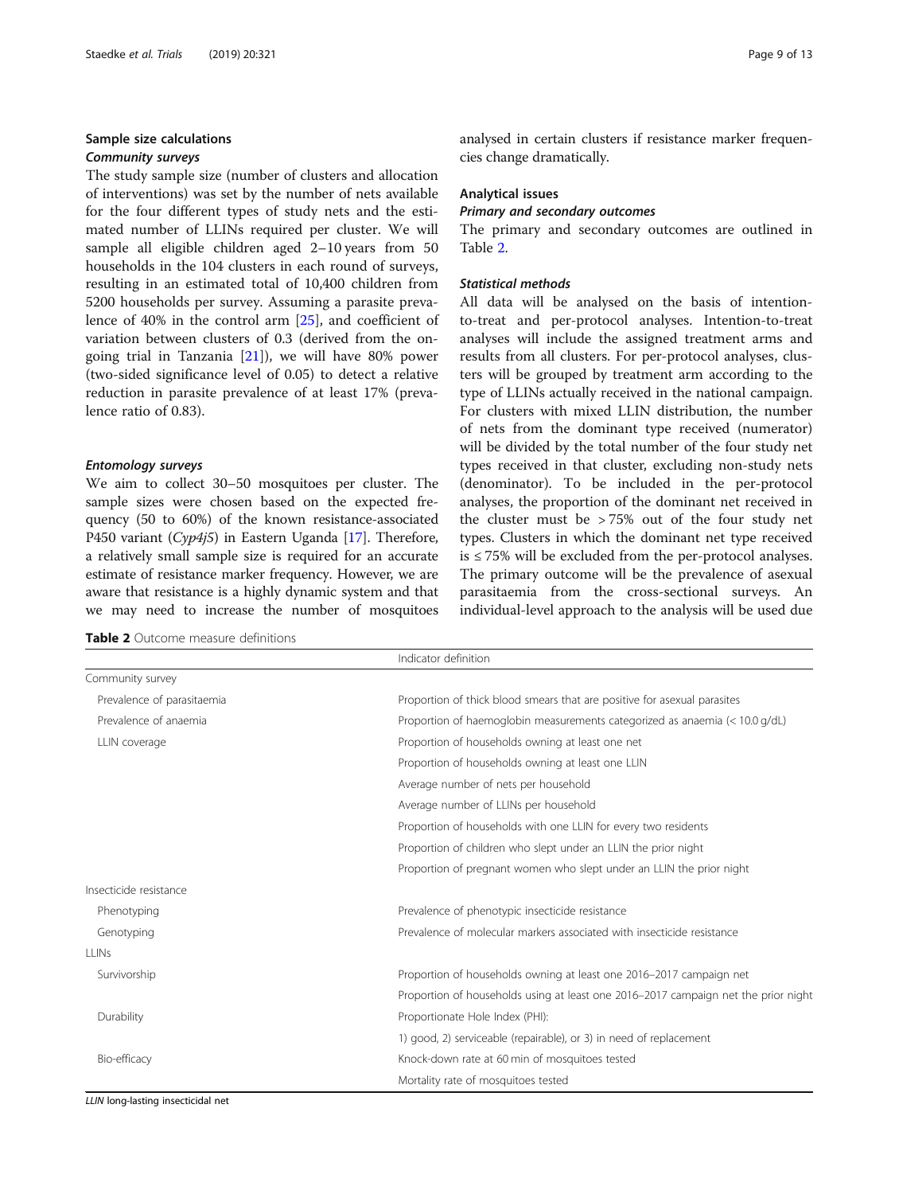## Sample size calculations

### *Community surveys*

The study sample size (number of clusters and allocation of interventions) was set by the number of nets available for the four different types of study nets and the estimated number of LLINs required per cluster. We will sample all eligible children aged 2–10 years from 50 households in the 104 clusters in each round of surveys, resulting in an estimated total of 10,400 children from 5200 households per survey. Assuming a parasite prevalence of 40% in the control arm [25], and coefficient of variation between clusters of 0.3 (derived from the on-going trial in Tanzania [21]), we will have 80% power (two-sided significance level of 0.05) to detect a relative reduction in parasite prevalence of at least 17% (prevalence ratio of 0.83).

### *Entomology surveys*

We aim to collect 30–50 mosquitoes per cluster. The sample sizes were chosen based on the expected frequency (50 to 60%) of the known resistance-associated P450 variant (*Cyp4j5*) in Eastern Uganda [17]. Therefore, a relatively small sample size is required for an accurate estimate of resistance marker frequency. However, we are aware that resistance is a highly dynamic system and that we may need to increase the number of mosquitoes analysed in certain clusters if resistance marker frequencies change dramatically.

## Analytical issues

### *Primary and secondary outcomes*

The primary and secondary outcomes are outlined in Table 2.

### *Statistical methods*

All data will be analysed on the basis of intention-to-treat and per-protocol analyses. Intention-to-treat analyses will include the assigned treatment arms and results from all clusters. For per-protocol analyses, clusters will be grouped by treatment arm according to the type of LLINs actually received in the national campaign. For clusters with mixed LLIN distribution, the number of nets from the dominant type received (numerator) will be divided by the total number of the four study net types received in that cluster, excluding non-study nets (denominator). To be included in the per-protocol analyses, the proportion of the dominant net received in the cluster must be > 75% out of the four study net types. Clusters in which the dominant net type received is ≤ 75% will be excluded from the per-protocol analyses. The primary outcome will be the prevalence of asexual parasitaemia from the cross-sectional surveys. An individual-level approach to the analysis will be used due

**Table 2** Outcome measure definitions

| | Indicator definition |
|---|---|
| Community survey | |
| Prevalence of parasitaemia | Proportion of thick blood smears that are positive for asexual parasites |
| Prevalence of anaemia | Proportion of haemoglobin measurements categorized as anaemia (< 10.0 g/dL) |
| LLIN coverage | Proportion of households owning at least one net |
| | Proportion of households owning at least one LLIN |
| | Average number of nets per household |
| | Average number of LLINs per household |
| | Proportion of households with one LLIN for every two residents |
| | Proportion of children who slept under an LLIN the prior night |
| | Proportion of pregnant women who slept under an LLIN the prior night |
| Insecticide resistance | |
| Phenotyping | Prevalence of phenotypic insecticide resistance |
| Genotyping | Prevalence of molecular markers associated with insecticide resistance |
| LLINs | |
| Survivorship | Proportion of households owning at least one 2016–2017 campaign net |
| | Proportion of households using at least one 2016–2017 campaign net the prior night |
| Durability | Proportionate Hole Index (PHI): |
| | 1) good, 2) serviceable (repairable), or 3) in need of replacement |
| Bio-efficacy | Knock-down rate at 60 min of mosquitoes tested |
| | Mortality rate of mosquitoes tested |

*LLIN* long-lasting insecticidal net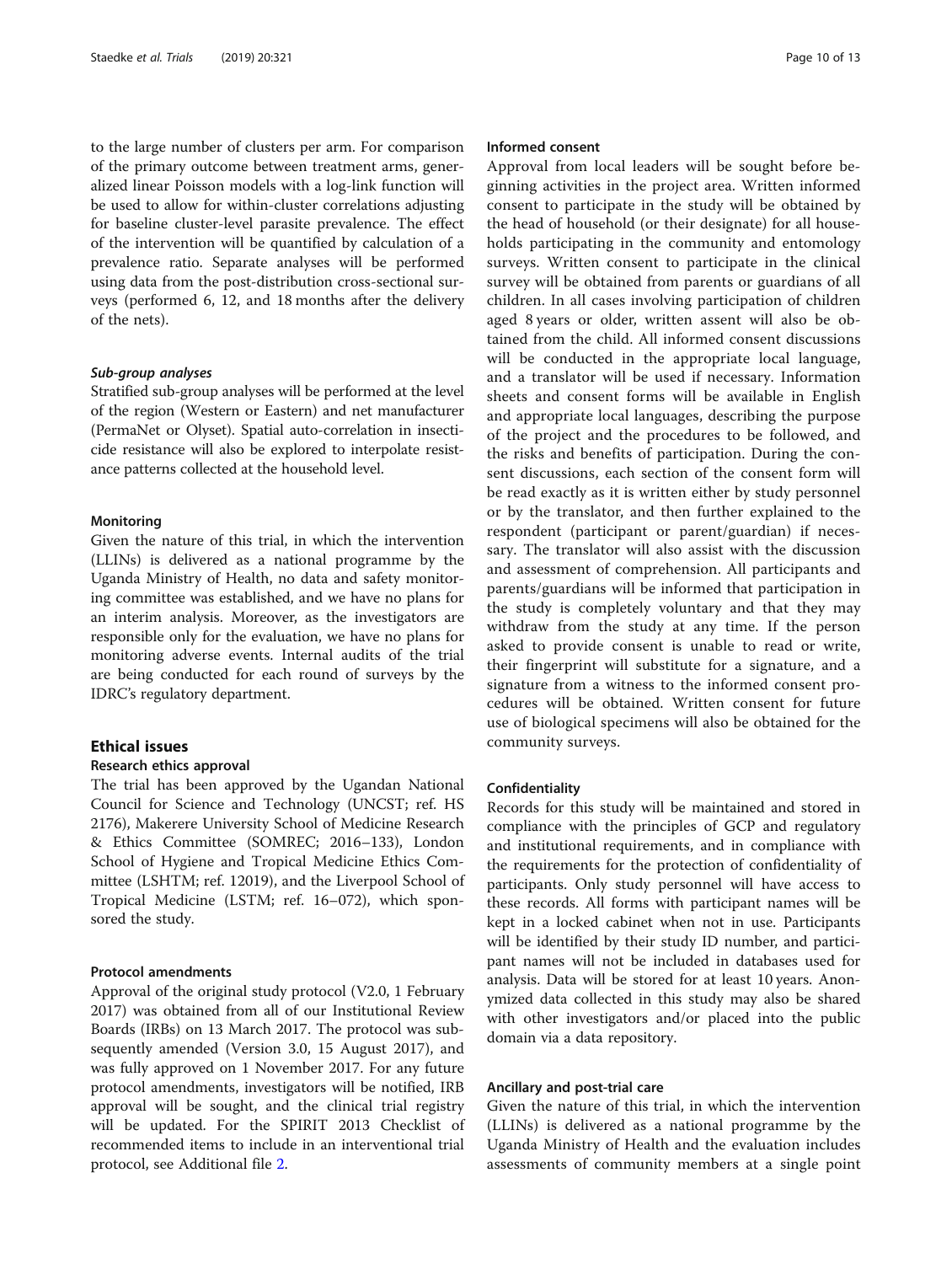to the large number of clusters per arm. For comparison of the primary outcome between treatment arms, generalized linear Poisson models with a log-link function will be used to allow for within-cluster correlations adjusting for baseline cluster-level parasite prevalence. The effect of the intervention will be quantified by calculation of a prevalence ratio. Separate analyses will be performed using data from the post-distribution cross-sectional surveys (performed 6, 12, and 18 months after the delivery of the nets).

#### *Sub-group analyses*

Stratified sub-group analyses will be performed at the level of the region (Western or Eastern) and net manufacturer (PermaNet or Olyset). Spatial auto-correlation in insecticide resistance will also be explored to interpolate resistance patterns collected at the household level.

### Monitoring

Given the nature of this trial, in which the intervention (LLINs) is delivered as a national programme by the Uganda Ministry of Health, no data and safety monitoring committee was established, and we have no plans for an interim analysis. Moreover, as the investigators are responsible only for the evaluation, we have no plans for monitoring adverse events. Internal audits of the trial are being conducted for each round of surveys by the IDRC's regulatory department.

## Ethical issues

### Research ethics approval

The trial has been approved by the Ugandan National Council for Science and Technology (UNCST; ref. HS 2176), Makerere University School of Medicine Research & Ethics Committee (SOMREC; 2016–133), London School of Hygiene and Tropical Medicine Ethics Committee (LSHTM; ref. 12019), and the Liverpool School of Tropical Medicine (LSTM; ref. 16–072), which sponsored the study.

### Protocol amendments

Approval of the original study protocol (V2.0, 1 February 2017) was obtained from all of our Institutional Review Boards (IRBs) on 13 March 2017. The protocol was subsequently amended (Version 3.0, 15 August 2017), and was fully approved on 1 November 2017. For any future protocol amendments, investigators will be notified, IRB approval will be sought, and the clinical trial registry will be updated. For the SPIRIT 2013 Checklist of recommended items to include in an interventional trial protocol, see Additional file 2.

### Informed consent

Approval from local leaders will be sought before beginning activities in the project area. Written informed consent to participate in the study will be obtained by the head of household (or their designate) for all households participating in the community and entomology surveys. Written consent to participate in the clinical survey will be obtained from parents or guardians of all children. In all cases involving participation of children aged 8 years or older, written assent will also be obtained from the child. All informed consent discussions will be conducted in the appropriate local language, and a translator will be used if necessary. Information sheets and consent forms will be available in English and appropriate local languages, describing the purpose of the project and the procedures to be followed, and the risks and benefits of participation. During the consent discussions, each section of the consent form will be read exactly as it is written either by study personnel or by the translator, and then further explained to the respondent (participant or parent/guardian) if necessary. The translator will also assist with the discussion and assessment of comprehension. All participants and parents/guardians will be informed that participation in the study is completely voluntary and that they may withdraw from the study at any time. If the person asked to provide consent is unable to read or write, their fingerprint will substitute for a signature, and a signature from a witness to the informed consent procedures will be obtained. Written consent for future use of biological specimens will also be obtained for the community surveys.

### Confidentiality

Records for this study will be maintained and stored in compliance with the principles of GCP and regulatory and institutional requirements, and in compliance with the requirements for the protection of confidentiality of participants. Only study personnel will have access to these records. All forms with participant names will be kept in a locked cabinet when not in use. Participants will be identified by their study ID number, and participant names will not be included in databases used for analysis. Data will be stored for at least 10 years. Anonymized data collected in this study may also be shared with other investigators and/or placed into the public domain via a data repository.

### Ancillary and post-trial care

Given the nature of this trial, in which the intervention (LLINs) is delivered as a national programme by the Uganda Ministry of Health and the evaluation includes assessments of community members at a single point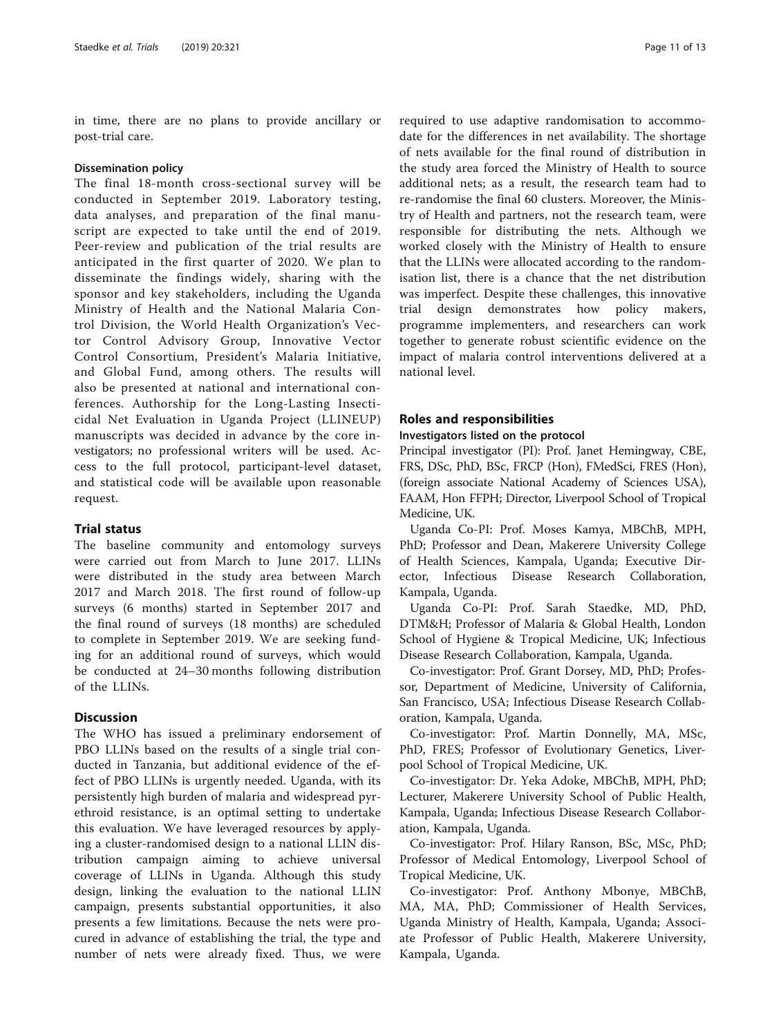in time, there are no plans to provide ancillary or post-trial care.

### Dissemination policy

The final 18-month cross-sectional survey will be conducted in September 2019. Laboratory testing, data analyses, and preparation of the final manuscript are expected to take until the end of 2019. Peer-review and publication of the trial results are anticipated in the first quarter of 2020. We plan to disseminate the findings widely, sharing with the sponsor and key stakeholders, including the Uganda Ministry of Health and the National Malaria Control Division, the World Health Organization's Vector Control Advisory Group, Innovative Vector Control Consortium, President's Malaria Initiative, and Global Fund, among others. The results will also be presented at national and international conferences. Authorship for the Long-Lasting Insecticidal Net Evaluation in Uganda Project (LLINEUP) manuscripts was decided in advance by the core investigators; no professional writers will be used. Access to the full protocol, participant-level dataset, and statistical code will be available upon reasonable request.

## Trial status

The baseline community and entomology surveys were carried out from March to June 2017. LLINs were distributed in the study area between March 2017 and March 2018. The first round of follow-up surveys (6 months) started in September 2017 and the final round of surveys (18 months) are scheduled to complete in September 2019. We are seeking funding for an additional round of surveys, which would be conducted at 24–30 months following distribution of the LLINs.

## Discussion

The WHO has issued a preliminary endorsement of PBO LLINs based on the results of a single trial conducted in Tanzania, but additional evidence of the effect of PBO LLINs is urgently needed. Uganda, with its persistently high burden of malaria and widespread pyrethroid resistance, is an optimal setting to undertake this evaluation. We have leveraged resources by applying a cluster-randomised design to a national LLIN distribution campaign aiming to achieve universal coverage of LLINs in Uganda. Although this study design, linking the evaluation to the national LLIN campaign, presents substantial opportunities, it also presents a few limitations. Because the nets were procured in advance of establishing the trial, the type and number of nets were already fixed. Thus, we were required to use adaptive randomisation to accommodate for the differences in net availability. The shortage of nets available for the final round of distribution in the study area forced the Ministry of Health to source additional nets; as a result, the research team had to re-randomise the final 60 clusters. Moreover, the Ministry of Health and partners, not the research team, were responsible for distributing the nets. Although we worked closely with the Ministry of Health to ensure that the LLINs were allocated according to the randomisation list, there is a chance that the net distribution was imperfect. Despite these challenges, this innovative trial design demonstrates how policy makers, programme implementers, and researchers can work together to generate robust scientific evidence on the impact of malaria control interventions delivered at a national level.

## Roles and responsibilities

### Investigators listed on the protocol

Principal investigator (PI): Prof. Janet Hemingway, CBE, FRS, DSc, PhD, BSc, FRCP (Hon), FMedSci, FRES (Hon), (foreign associate National Academy of Sciences USA), FAAM, Hon FFPH; Director, Liverpool School of Tropical Medicine, UK.

Uganda Co-PI: Prof. Moses Kamya, MBChB, MPH, PhD; Professor and Dean, Makerere University College of Health Sciences, Kampala, Uganda; Executive Director, Infectious Disease Research Collaboration, Kampala, Uganda.

Uganda Co-PI: Prof. Sarah Staedke, MD, PhD, DTM&H; Professor of Malaria & Global Health, London School of Hygiene & Tropical Medicine, UK; Infectious Disease Research Collaboration, Kampala, Uganda.

Co-investigator: Prof. Grant Dorsey, MD, PhD; Professor, Department of Medicine, University of California, San Francisco, USA; Infectious Disease Research Collaboration, Kampala, Uganda.

Co-investigator: Prof. Martin Donnelly, MA, MSc, PhD, FRES; Professor of Evolutionary Genetics, Liverpool School of Tropical Medicine, UK.

Co-investigator: Dr. Yeka Adoke, MBChB, MPH, PhD; Lecturer, Makerere University School of Public Health, Kampala, Uganda; Infectious Disease Research Collaboration, Kampala, Uganda.

Co-investigator: Prof. Hilary Ranson, BSc, MSc, PhD; Professor of Medical Entomology, Liverpool School of Tropical Medicine, UK.

Co-investigator: Prof. Anthony Mbonye, MBChB, MA, MA, PhD; Commissioner of Health Services, Uganda Ministry of Health, Kampala, Uganda; Associate Professor of Public Health, Makerere University, Kampala, Uganda.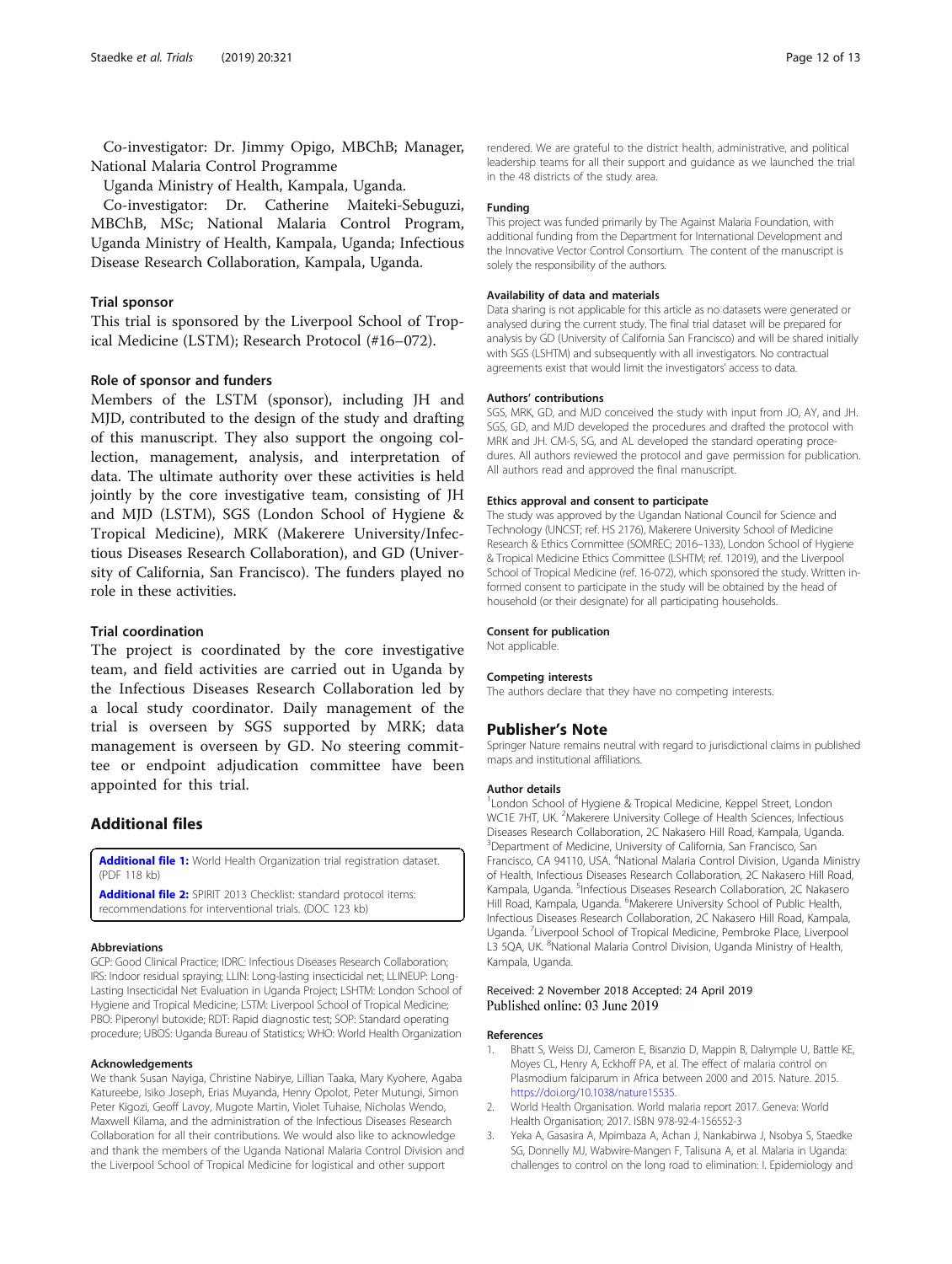Co-investigator: Dr. Jimmy Opigo, MBChB; Manager, National Malaria Control Programme

Uganda Ministry of Health, Kampala, Uganda.

Co-investigator: Dr. Catherine Maiteki-Sebuguzi, MBChB, MSc; National Malaria Control Program, Uganda Ministry of Health, Kampala, Uganda; Infectious Disease Research Collaboration, Kampala, Uganda.

### Trial sponsor

This trial is sponsored by the Liverpool School of Tropical Medicine (LSTM); Research Protocol (#16–072).

### Role of sponsor and funders

Members of the LSTM (sponsor), including JH and MJD, contributed to the design of the study and drafting of this manuscript. They also support the ongoing collection, management, analysis, and interpretation of data. The ultimate authority over these activities is held jointly by the core investigative team, consisting of JH and MJD (LSTM), SGS (London School of Hygiene & Tropical Medicine), MRK (Makerere University/Infectious Diseases Research Collaboration), and GD (University of California, San Francisco). The funders played no role in these activities.

### Trial coordination

The project is coordinated by the core investigative team, and field activities are carried out in Uganda by the Infectious Diseases Research Collaboration led by a local study coordinator. Daily management of the trial is overseen by SGS supported by MRK; data management is overseen by GD. No steering committee or endpoint adjudication committee have been appointed for this trial.

## Additional files

**Additional file 1:** World Health Organization trial registration dataset. (PDF 118 kb)

**Additional file 2:** SPIRIT 2013 Checklist: standard protocol items: recommendations for interventional trials. (DOC 123 kb)

#### Abbreviations

GCP: Good Clinical Practice; IDRC: Infectious Diseases Research Collaboration; IRS: Indoor residual spraying; LLIN: Long-lasting insecticidal net; LLINEUP: Long-Lasting Insecticidal Net Evaluation in Uganda Project; LSHTM: London School of Hygiene and Tropical Medicine; LSTM: Liverpool School of Tropical Medicine; PBO: Piperonyl butoxide; RDT: Rapid diagnostic test; SOP: Standard operating procedure; UBOS: Uganda Bureau of Statistics; WHO: World Health Organization

#### Acknowledgements

We thank Susan Nayiga, Christine Nabirye, Lillian Taaka, Mary Kyohere, Agaba Katureebe, Isiko Joseph, Erias Muyanda, Henry Opolot, Peter Mutungi, Simon Peter Kigozi, Geoff Lavoy, Mugote Martin, Violet Tuhaise, Nicholas Wendo, Maxwell Kilama, and the administration of the Infectious Diseases Research Collaboration for all their contributions. We would also like to acknowledge and thank the members of the Uganda National Malaria Control Division and the Liverpool School of Tropical Medicine for logistical and other support rendered. We are grateful to the district health, administrative, and political leadership teams for all their support and guidance as we launched the trial in the 48 districts of the study area.

#### Funding

This project was funded primarily by The Against Malaria Foundation, with additional funding from the Department for International Development and the Innovative Vector Control Consortium. The content of the manuscript is solely the responsibility of the authors.

#### Availability of data and materials

Data sharing is not applicable for this article as no datasets were generated or analysed during the current study. The final trial dataset will be prepared for analysis by GD (University of California San Francisco) and will be shared initially with SGS (LSHTM) and subsequently with all investigators. No contractual agreements exist that would limit the investigators' access to data.

#### Authors' contributions

SGS, MRK, GD, and MJD conceived the study with input from JO, AY, and JH. SGS, GD, and MJD developed the procedures and drafted the protocol with MRK and JH. CM-S, SG, and AL developed the standard operating procedures. All authors reviewed the protocol and gave permission for publication. All authors read and approved the final manuscript.

#### Ethics approval and consent to participate

The study was approved by the Ugandan National Council for Science and Technology (UNCST; ref. HS 2176), Makerere University School of Medicine Research & Ethics Committee (SOMREC; 2016–133), London School of Hygiene & Tropical Medicine Ethics Committee (LSHTM; ref. 12019), and the Liverpool School of Tropical Medicine (ref. 16-072), which sponsored the study. Written informed consent to participate in the study will be obtained by the head of household (or their designate) for all participating households.

#### Consent for publication

Not applicable.

#### Competing interests

The authors declare that they have no competing interests.

## Publisher's Note

Springer Nature remains neutral with regard to jurisdictional claims in published maps and institutional affiliations.

#### Author details

[1]London School of Hygiene & Tropical Medicine, Keppel Street, London WC1E 7HT, UK. [2]Makerere University College of Health Sciences, Infectious Diseases Research Collaboration, 2C Nakasero Hill Road, Kampala, Uganda. [3]Department of Medicine, University of California, San Francisco, San Francisco, CA 94110, USA. [4]National Malaria Control Division, Uganda Ministry of Health, Infectious Diseases Research Collaboration, 2C Nakasero Hill Road, Kampala, Uganda. [5]Infectious Diseases Research Collaboration, 2C Nakasero Hill Road, Kampala, Uganda. [6]Makerere University School of Public Health, Infectious Diseases Research Collaboration, 2C Nakasero Hill Road, Kampala, Uganda. [7]Liverpool School of Tropical Medicine, Pembroke Place, Liverpool L3 5QA, UK. [8]National Malaria Control Division, Uganda Ministry of Health, Kampala, Uganda.

Received: 2 November 2018 Accepted: 24 April 2019
Published online: 03 June 2019

#### References

1. Bhatt S, Weiss DJ, Cameron E, Bisanzio D, Mappin B, Dalrymple U, Battle KE, Moyes CL, Henry A, Eckhoff PA, et al. The effect of malaria control on Plasmodium falciparum in Africa between 2000 and 2015. Nature. 2015. https://doi.org/10.1038/nature15535.
2. World Health Organisation. World malaria report 2017. Geneva: World Health Organisation; 2017. ISBN 978-92-4-156552-3
3. Yeka A, Gasasira A, Mpimbaza A, Achan J, Nankabirwa J, Nsobya S, Staedke SG, Donnelly MJ, Wabwire-Mangen F, Talisuna A, et al. Malaria in Uganda: challenges to control on the long road to elimination: I. Epidemiology and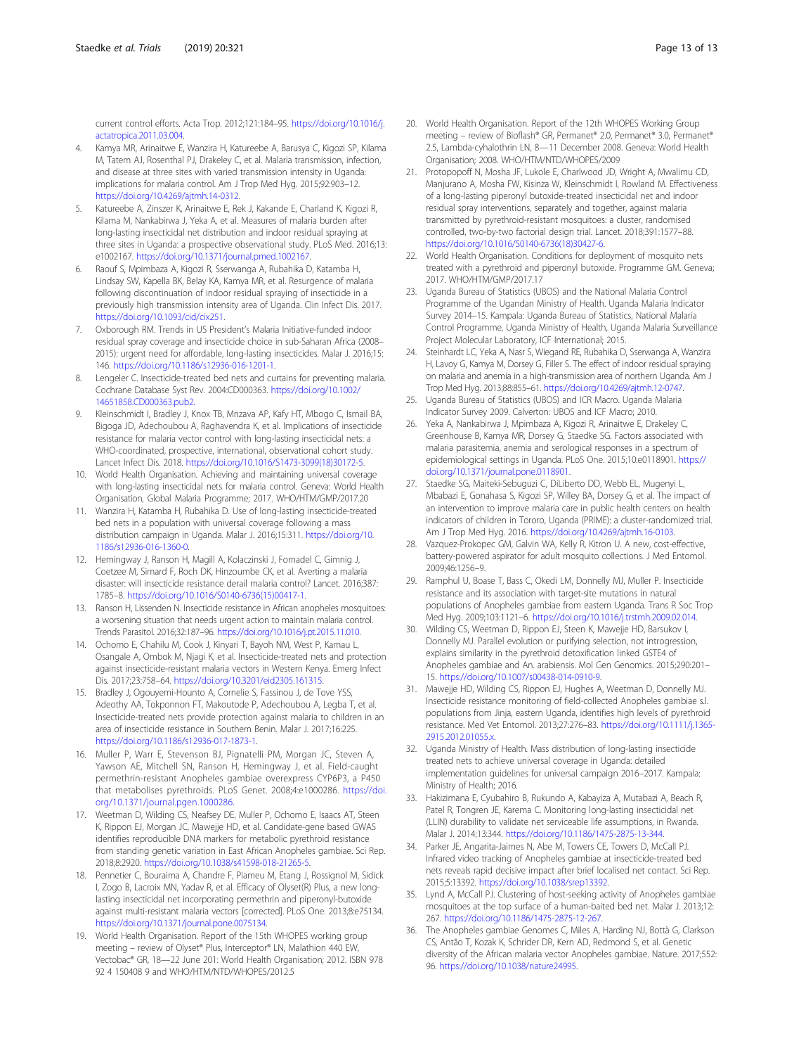current control efforts. Acta Trop. 2012;121:184–95. https://doi.org/10.1016/j.actatropica.2011.03.004.

4. Kamya MR, Arinaitwe E, Wanzira H, Katureebe A, Barusya C, Kigozi SP, Kilama M, Tatem AJ, Rosenthal PJ, Drakeley C, et al. Malaria transmission, infection, and disease at three sites with varied transmission intensity in Uganda: implications for malaria control. Am J Trop Med Hyg. 2015;92:903–12. https://doi.org/10.4269/ajtmh.14-0312.
5. Katureebe A, Zinszer K, Arinaitwe E, Rek J, Kakande E, Charland K, Kigozi R, Kilama M, Nankabirwa J, Yeka A, et al. Measures of malaria burden after long-lasting insecticidal net distribution and indoor residual spraying at three sites in Uganda: a prospective observational study. PLoS Med. 2016;13:e1002167. https://doi.org/10.1371/journal.pmed.1002167.
6. Raouf S, Mpimbaza A, Kigozi R, Sserwanga A, Rubahika D, Katamba H, Lindsay SW, Kapella BK, Belay KA, Kamya MR, et al. Resurgence of malaria following discontinuation of indoor residual spraying of insecticide in a previously high transmission intensity area of Uganda. Clin Infect Dis. 2017. https://doi.org/10.1093/cid/cix251.
7. Oxborough RM. Trends in US President's Malaria Initiative-funded indoor residual spray coverage and insecticide choice in sub-Saharan Africa (2008–2015): urgent need for affordable, long-lasting insecticides. Malar J. 2016;15:146. https://doi.org/10.1186/s12936-016-1201-1.
8. Lengeler C. Insecticide-treated bed nets and curtains for preventing malaria. Cochrane Database Syst Rev. 2004:CD000363. https://doi.org/10.1002/14651858.CD000363.pub2.
9. Kleinschmidt I, Bradley J, Knox TB, Mnzava AP, Kafy HT, Mbogo C, Ismail BA, Bigoga JD, Adechoubou A, Raghavendra K, et al. Implications of insecticide resistance for malaria vector control with long-lasting insecticidal nets: a WHO-coordinated, prospective, international, observational cohort study. Lancet Infect Dis. 2018. https://doi.org/10.1016/S1473-3099(18)30172-5.
10. World Health Organisation. Achieving and maintaining universal coverage with long-lasting insecticidal nets for malaria control. Geneva: World Health Organisation, Global Malaria Programme; 2017. WHO/HTM/GMP/2017.20
11. Wanzira H, Katamba H, Rubahika D. Use of long-lasting insecticide-treated bed nets in a population with universal coverage following a mass distribution campaign in Uganda. Malar J. 2016;15:311. https://doi.org/10.1186/s12936-016-1360-0.
12. Hemingway J, Ranson H, Magill A, Kolaczinski J, Fornadel C, Gimnig J, Coetzee M, Simard F, Roch DK, Hinzoumbe CK, et al. Averting a malaria disaster: will insecticide resistance derail malaria control? Lancet. 2016;387:1785–8. https://doi.org/10.1016/S0140-6736(15)00417-1.
13. Ranson H, Lissenden N. Insecticide resistance in African anopheles mosquitoes: a worsening situation that needs urgent action to maintain malaria control. Trends Parasitol. 2016;32:187–96. https://doi.org/10.1016/j.pt.2015.11.010.
14. Ochomo E, Chahilu M, Cook J, Kinyari T, Bayoh NM, West P, Kamau L, Osangale A, Ombok M, Njagi K, et al. Insecticide-treated nets and protection against insecticide-resistant malaria vectors in Western Kenya. Emerg Infect Dis. 2017;23:758–64. https://doi.org/10.3201/eid2305.161315.
15. Bradley J, Ogouyemi-Hounto A, Cornelie S, Fassinou J, de Tove YSS, Adeothy AA, Tokponnon FT, Makoutode P, Adechoubou A, Legba T, et al. Insecticide-treated nets provide protection against malaria to children in an area of insecticide resistance in Southern Benin. Malar J. 2017;16:225. https://doi.org/10.1186/s12936-017-1873-1.
16. Muller P, Warr E, Stevenson BJ, Pignatelli PM, Morgan JC, Steven A, Yawson AE, Mitchell SN, Ranson H, Hemingway J, et al. Field-caught permethrin-resistant Anopheles gambiae overexpress CYP6P3, a P450 that metabolises pyrethroids. PLoS Genet. 2008;4:e1000286. https://doi.org/10.1371/journal.pgen.1000286.
17. Weetman D, Wilding CS, Neafsey DE, Muller P, Ochomo E, Isaacs AT, Steen K, Rippon EJ, Morgan JC, Mawejje HD, et al. Candidate-gene based GWAS identifies reproducible DNA markers for metabolic pyrethroid resistance from standing genetic variation in East African Anopheles gambiae. Sci Rep. 2018;8:2920. https://doi.org/10.1038/s41598-018-21265-5.
18. Pennetier C, Bouraima A, Chandre F, Piameu M, Etang J, Rossignol M, Sidick I, Zogo B, Lacroix MN, Yadav R, et al. Efficacy of Olyset(R) Plus, a new long-lasting insecticidal net incorporating permethrin and piperonyl-butoxide against multi-resistant malaria vectors [corrected]. PLoS One. 2013;8:e75134. https://doi.org/10.1371/journal.pone.0075134.
19. World Health Organisation. Report of the 15th WHOPES working group meeting – review of Olyset® Plus, Interceptor® LN, Malathion 440 EW, Vectobac® GR, 18—22 June 201: World Health Organisation; 2012. ISBN 978 92 4 150408 9 and WHO/HTM/NTD/WHOPES/2012.5
20. World Health Organisation. Report of the 12th WHOPES Working Group meeting – review of Bioflash® GR, Permanet® 2.0, Permanet® 3.0, Permanet® 2.5, Lambda-cyhalothrin LN, 8—11 December 2008. Geneva: World Health Organisation; 2008. WHO/HTM/NTD/WHOPES/2009
21. Protopopoff N, Mosha JF, Lukole E, Charlwood JD, Wright A, Mwalimu CD, Manjurano A, Mosha FW, Kisinza W, Kleinschmidt I, Rowland M. Effectiveness of a long-lasting piperonyl butoxide-treated insecticidal net and indoor residual spray interventions, separately and together, against malaria transmitted by pyrethroid-resistant mosquitoes: a cluster, randomised controlled, two-by-two factorial design trial. Lancet. 2018;391:1577–88. https://doi.org/10.1016/S0140-6736(18)30427-6.
22. World Health Organisation. Conditions for deployment of mosquito nets treated with a pyrethroid and piperonyl butoxide. Programme GM. Geneva; 2017. WHO/HTM/GMP/2017.17
23. Uganda Bureau of Statistics (UBOS) and the National Malaria Control Programme of the Ugandan Ministry of Health. Uganda Malaria Indicator Survey 2014–15. Kampala: Uganda Bureau of Statistics, National Malaria Control Programme, Uganda Ministry of Health, Uganda Malaria Surveillance Project Molecular Laboratory, ICF International; 2015.
24. Steinhardt LC, Yeka A, Nasr S, Wiegand RE, Rubahika D, Sserwanga A, Wanzira H, Lavoy G, Kamya M, Dorsey G, Filler S. The effect of indoor residual spraying on malaria and anemia in a high-transmission area of northern Uganda. Am J Trop Med Hyg. 2013;88:855–61. https://doi.org/10.4269/ajtmh.12-0747.
25. Uganda Bureau of Statistics (UBOS) and ICR Macro. Uganda Malaria Indicator Survey 2009. Calverton: UBOS and ICF Macro; 2010.
26. Yeka A, Nankabirwa J, Mpimbaza A, Kigozi R, Arinaitwe E, Drakeley C, Greenhouse B, Kamya MR, Dorsey G, Staedke SG. Factors associated with malaria parasitemia, anemia and serological responses in a spectrum of epidemiological settings in Uganda. PLoS One. 2015;10:e0118901. https://doi.org/10.1371/journal.pone.0118901.
27. Staedke SG, Maiteki-Sebuguzi C, DiLiberto DD, Webb EL, Mugenyi L, Mbabazi E, Gonahasa S, Kigozi SP, Willey BA, Dorsey G, et al. The impact of an intervention to improve malaria care in public health centers on health indicators of children in Tororo, Uganda (PRIME): a cluster-randomized trial. Am J Trop Med Hyg. 2016. https://doi.org/10.4269/ajtmh.16-0103.
28. Vazquez-Prokopec GM, Galvin WA, Kelly R, Kitron U. A new, cost-effective, battery-powered aspirator for adult mosquito collections. J Med Entomol. 2009;46:1256–9.
29. Ramphul U, Boase T, Bass C, Okedi LM, Donnelly MJ, Muller P. Insecticide resistance and its association with target-site mutations in natural populations of Anopheles gambiae from eastern Uganda. Trans R Soc Trop Med Hyg. 2009;103:1121–6. https://doi.org/10.1016/j.trstmh.2009.02.014.
30. Wilding CS, Weetman D, Rippon EJ, Steen K, Mawejje HD, Barsukov I, Donnelly MJ. Parallel evolution or purifying selection, not introgression, explains similarity in the pyrethroid detoxification linked GSTE4 of Anopheles gambiae and An. arabiensis. Mol Gen Genomics. 2015;290:201–15. https://doi.org/10.1007/s00438-014-0910-9.
31. Mawejje HD, Wilding CS, Rippon EJ, Hughes A, Weetman D, Donnelly MJ. Insecticide resistance monitoring of field-collected Anopheles gambiae s.l. populations from Jinja, eastern Uganda, identifies high levels of pyrethroid resistance. Med Vet Entomol. 2013;27:276–83. https://doi.org/10.1111/j.1365-2915.2012.01055.x.
32. Uganda Ministry of Health. Mass distribution of long-lasting insecticide treated nets to achieve universal coverage in Uganda: detailed implementation guidelines for universal campaign 2016–2017. Kampala: Ministry of Health; 2016.
33. Hakizimana E, Cyubahiro B, Rukundo A, Kabayiza A, Mutabazi A, Beach R, Patel R, Tongren JE, Karema C. Monitoring long-lasting insecticidal net (LLIN) durability to validate net serviceable life assumptions, in Rwanda. Malar J. 2014;13:344. https://doi.org/10.1186/1475-2875-13-344.
34. Parker JE, Angarita-Jaimes N, Abe M, Towers CE, Towers D, McCall PJ. Infrared video tracking of Anopheles gambiae at insecticide-treated bed nets reveals rapid decisive impact after brief localised net contact. Sci Rep. 2015;5:13392. https://doi.org/10.1038/srep13392.
35. Lynd A, McCall PJ. Clustering of host-seeking activity of Anopheles gambiae mosquitoes at the top surface of a human-baited bed net. Malar J. 2013;12:267. https://doi.org/10.1186/1475-2875-12-267.
36. The Anopheles gambiae Genomes C, Miles A, Harding NJ, Bottà G, Clarkson CS, Antão T, Kozak K, Schrider DR, Kern AD, Redmond S, et al. Genetic diversity of the African malaria vector Anopheles gambiae. Nature. 2017;552:96. https://doi.org/10.1038/nature24995.